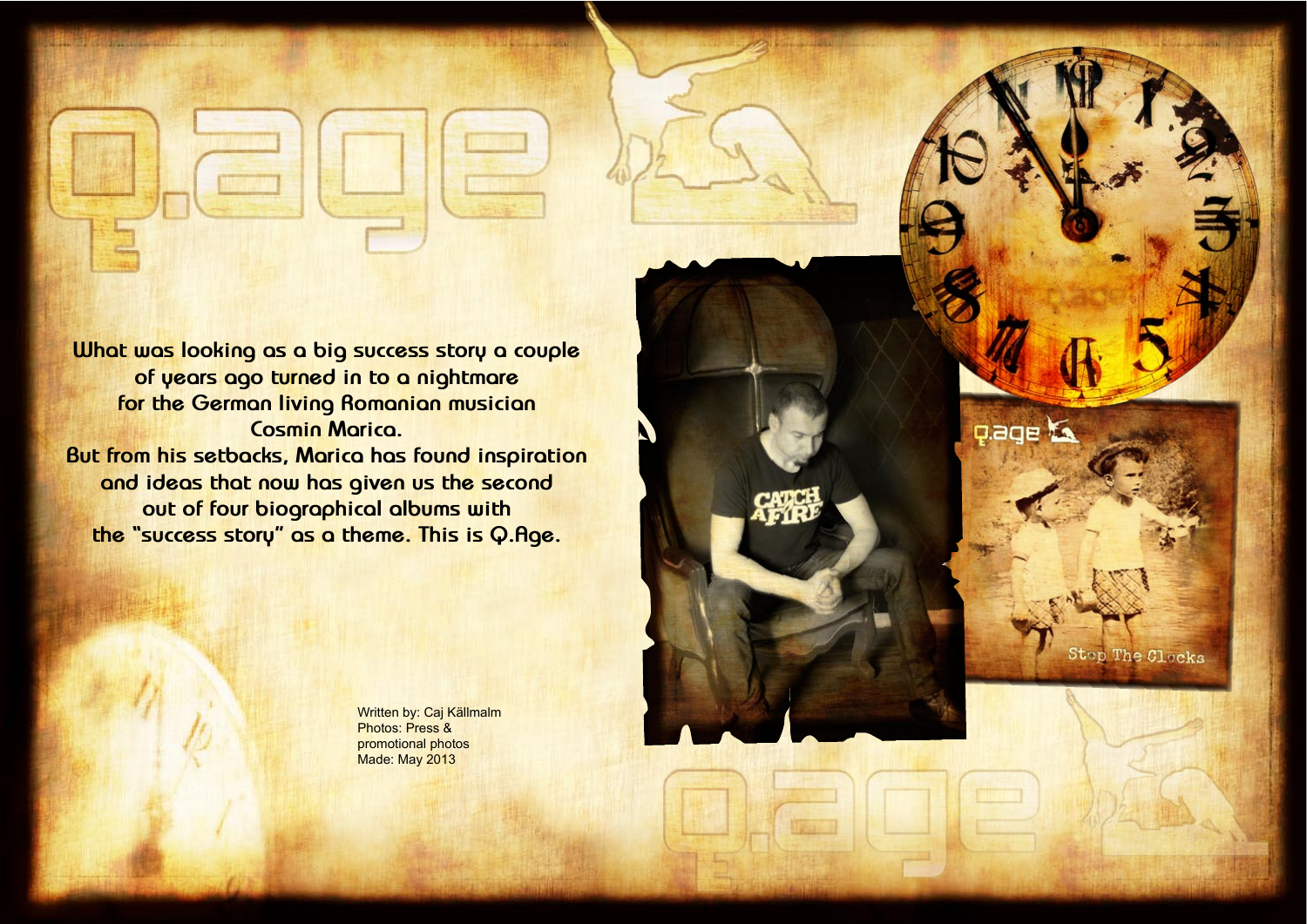# Q.Age

**What was looking as a big success story a couple of years ago turned in to a nightmare for the German living Romanian musician Cosmin Marica. But from his setbacks, Marica has found inspiration and ideas that now has given us the second out of four biographical albums with the "success story" as a theme. This is Q.Age.**

Written by: Caj Källmalm
Photos: Press & promotional photos
Made: May 2013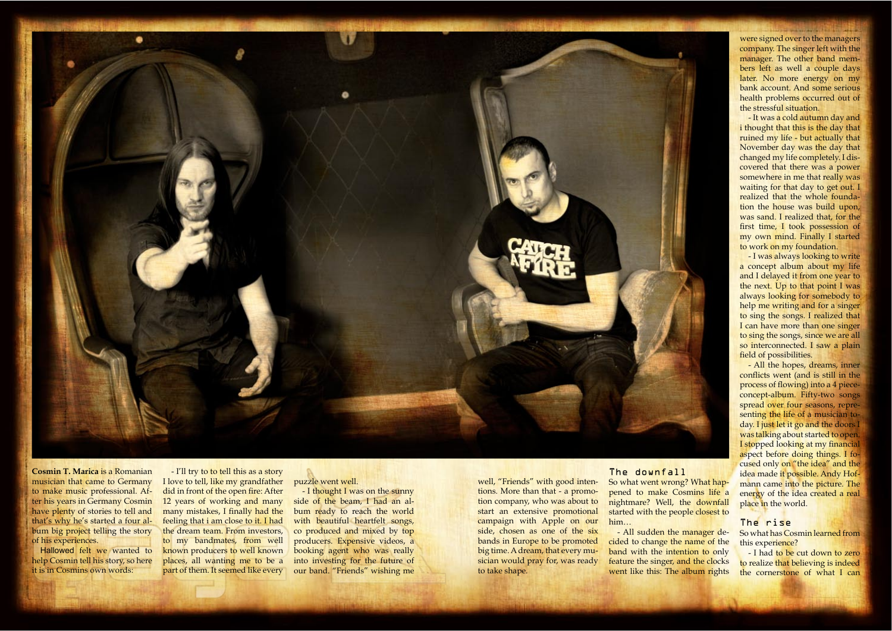**Cosmin T. Marica** is a Romanian musician that came to Germany to make music professional. After his years in Germany Cosmin have plenty of stories to tell and that's why he's started a four album big project telling the story of his experiences.

Hallowed felt we wanted to help Cosmin tell his story, so here it is in Cosmins own words:

- I'll try to to tell this as a story I love to tell, like my grandfather did in front of the open fire: After 12 years of working and many many mistakes, I finally had the feeling that i am close to it. I had the dream team. From investors, to my bandmates, from well known producers to well known places, all wanting me to be a part of them. It seemed like every puzzle went well.

- I thought I was on the sunny side of the beam, I had an album ready to reach the world with beautiful heartfelt songs, co produced and mixed by top producers. Expensive videos, a booking agent who was really into investing for the future of our band. "Friends" wishing me well, "Friends" with good intentions. More than that - a promotion company, who was about to start an extensive promotional campaign with Apple on our side, chosen as one of the six bands in Europe to be promoted big time. A dream, that every musician would pray for, was ready to take shape.

## The downfall

So what went wrong? What happened to make Cosmins life a nightmare? Well, the downfall started with the people closest to him…

- All sudden the manager decided to change the name of the band with the intention to only feature the singer, and the clocks went like this: The album rights were signed over to the managers company. The singer left with the manager. The other band members left as well a couple days later. No more energy on my bank account. And some serious health problems occurred out of the stressful situation.

- It was a cold autumn day and i thought that this is the day that ruined my life - but actually that November day was the day that changed my life completely. I discovered that there was a power somewhere in me that really was waiting for that day to get out. I realized that the whole foundation the house was build upon, was sand. I realized that, for the first time, I took possession of my own mind. Finally I started to work on my foundation.

- I was always looking to write a concept album about my life and I delayed it from one year to the next. Up to that point I was always looking for somebody to help me writing and for a singer to sing the songs. I realized that I can have more than one singer to sing the songs, since we are all so interconnected. I saw a plain field of possibilities.

- All the hopes, dreams, inner conflicts went (and is still in the process of flowing) into a 4 piece-concept-album. Fifty-two songs spread over four seasons, representing the life of a musician today. I just let it go and the doors I was talking about started to open. I stopped looking at my financial aspect before doing things. I focused only on "the idea" and the idea made it possible. Andy Hofmann came into the picture. The energy of the idea created a real place in the world.

## The rise

So what has Cosmin learned from this experience?

- I had to be cut down to zero to realize that believing is indeed the cornerstone of what I can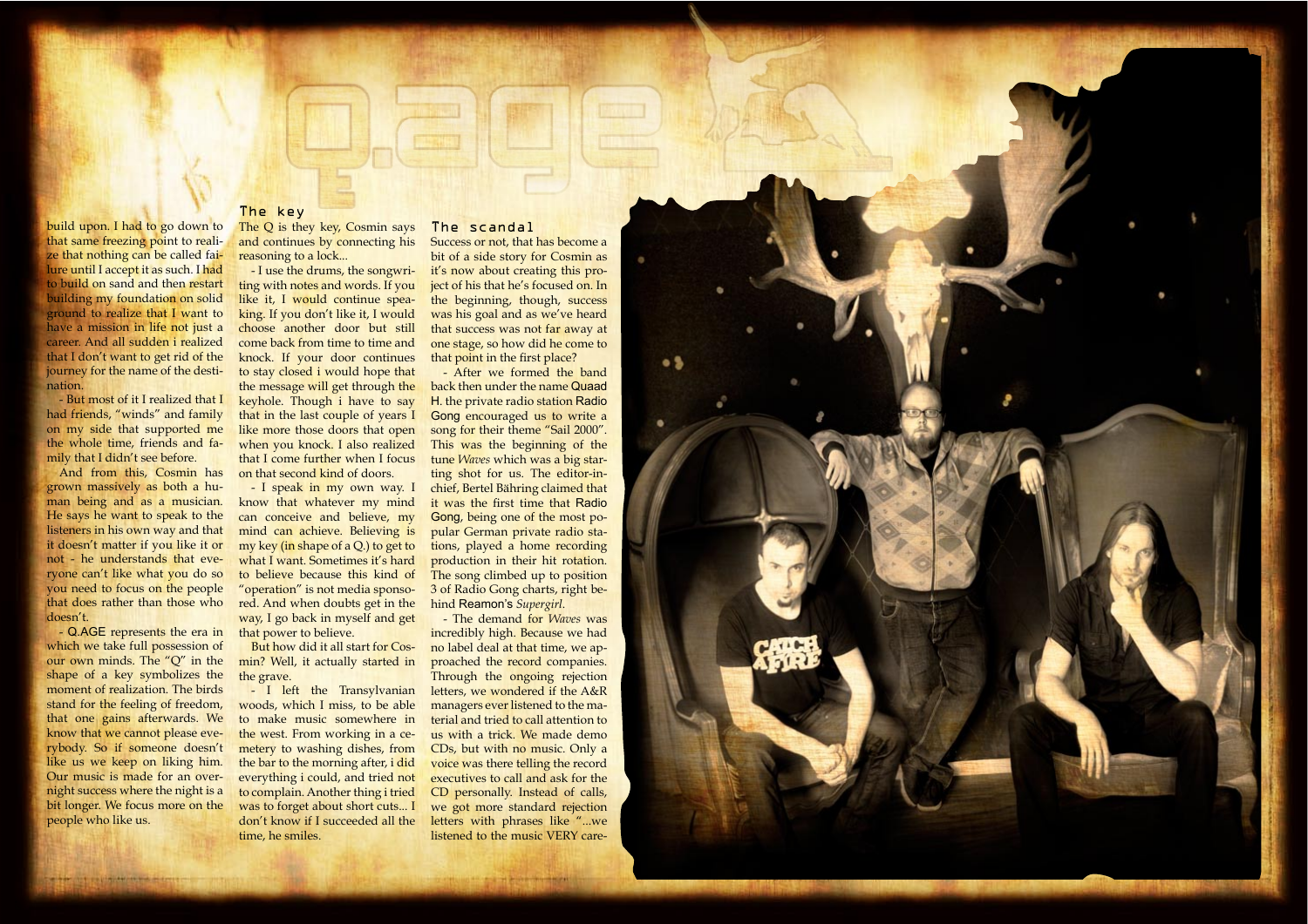# Q.AGE

build upon. I had to go down to that same freezing point to realize that nothing can be called failure until I accept it as such. I had to build on sand and then restart building my foundation on solid ground to realize that I want to have a mission in life not just a career. And all sudden i realized that I don't want to get rid of the journey for the name of the destination.

- But most of it I realized that I had friends, "winds" and family on my side that supported me the whole time, friends and family that I didn't see before.

And from this, Cosmin has grown massively as both a human being and as a musician. He says he want to speak to the listeners in his own way and that it doesn't matter if you like it or not - he understands that everyone can't like what you do so you need to focus on the people that does rather than those who doesn't.

- Q.AGE represents the era in which we take full possession of our own minds. The "Q" in the shape of a key symbolizes the moment of realization. The birds stand for the feeling of freedom, that one gains afterwards. We know that we cannot please everybody. So if someone doesn't like us we keep on liking him. Our music is made for an overnight success where the night is a bit longer. We focus more on the people who like us.

## The key

The Q is they key, Cosmin says and continues by connecting his reasoning to a lock...

- I use the drums, the songwriting with notes and words. If you like it, I would continue speaking. If you don't like it, I would choose another door but still come back from time to time and knock. If your door continues to stay closed i would hope that the message will get through the keyhole. Though i have to say that in the last couple of years I like more those doors that open when you knock. I also realized that I come further when I focus on that second kind of doors.

- I speak in my own way. I know that whatever my mind can conceive and believe, my mind can achieve. Believing is my key (in shape of a Q.) to get to what I want. Sometimes it's hard to believe because this kind of "operation" is not media sponsored. And when doubts get in the way, I go back in myself and get that power to believe.

But how did it all start for Cosmin? Well, it actually started in the grave.

- I left the Transylvanian woods, which I miss, to be able to make music somewhere in the west. From working in a cemetery to washing dishes, from the bar to the morning after, i did everything i could, and tried not to complain. Another thing i tried was to forget about short cuts... I don't know if I succeeded all the time, he smiles.

## The scandal

Success or not, that has become a bit of a side story for Cosmin as it's now about creating this project of his that he's focused on. In the beginning, though, success was his goal and as we've heard that success was not far away at one stage, so how did he come to that point in the first place?

- After we formed the band back then under the name Quaad H. the private radio station Radio Gong encouraged us to write a song for their theme "Sail 2000". This was the beginning of the tune *Waves* which was a big starting shot for us. The editor-in-chief, Bertel Bähring claimed that it was the first time that Radio Gong, being one of the most popular German private radio stations, played a home recording production in their hit rotation. The song climbed up to position 3 of Radio Gong charts, right behind Reamon's *Supergirl*.

- The demand for *Waves* was incredibly high. Because we had no label deal at that time, we approached the record companies. Through the ongoing rejection letters, we wondered if the A&R managers ever listened to the material and tried to call attention to us with a trick. We made demo CDs, but with no music. Only a voice was there telling the record executives to call and ask for the CD personally. Instead of calls, we got more standard rejection letters with phrases like "...we listened to the music VERY care-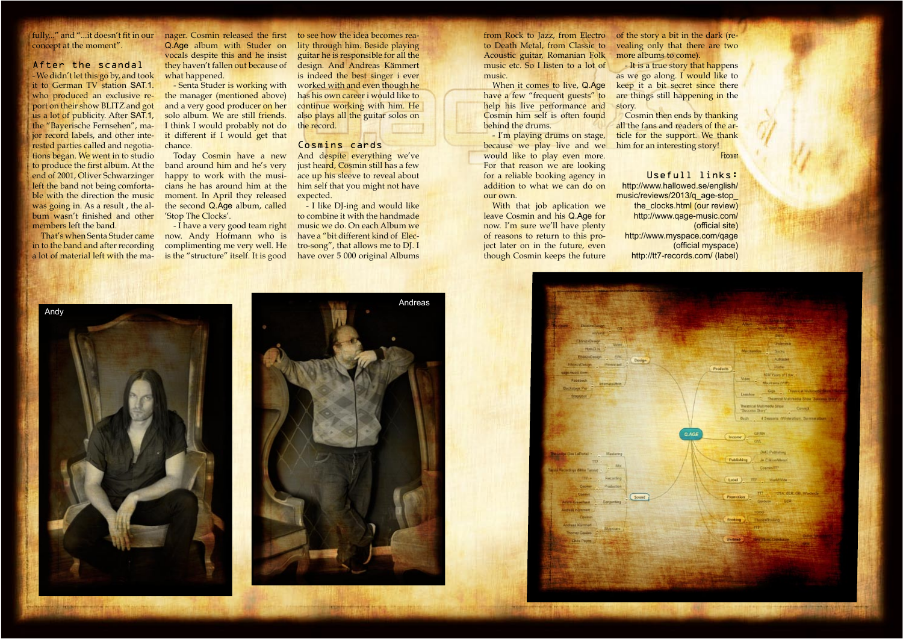fully..." and "...it doesn't fit in our concept at the moment".

## After the scandal

- We didn't let this go by, and took it to German TV station SAT.1. who produced an exclusive report on their show BLITZ and got us a lot of publicity. After SAT.1, the "Bayerische Fernsehen", major record labels, and other interested parties called and negotiations began. We went in to studio to produce the first album. At the end of 2001, Oliver Schwarzinger left the band not being comfortable with the direction the music was going in. As a result , the album wasn't finished and other members left the band.

That's when Senta Studer came in to the band and after recording a lot of material left with the manager. Cosmin released the first Q.Age album with Studer on vocals despite this and he insist they haven't fallen out because of what happened.

- Senta Studer is working with the manager (mentioned above) and a very good producer on her solo album. We are still friends. I think I would probably not do it different if I would get that chance.

Today Cosmin have a new band around him and he's very happy to work with the musicians he has around him at the moment. In April they released the second Q.Age album, called 'Stop The Clocks'.

- I have a very good team right now. Andy Hofmann who is complimenting me very well. He is the "structure" itself. It is good to see how the idea becomes reality through him. Beside playing guitar he is responsible for all the design. And Andreas Kämmert is indeed the best singer i ever worked with and even though he has his own career i would like to continue working with him. He also plays all the guitar solos on the record.

## Cosmins cards

And despite everything we've just heard, Cosmin still has a few ace up his sleeve to reveal about him self that you might not have expected.

- I like DJ-ing and would like to combine it with the handmade music we do. On each Album we have a "bit different kind of Electro-song", that allows me to DJ. I have over 5 000 original Albums from Rock to Jazz, from Electro to Death Metal, from Classic to Acoustic guitar, Romanian Folk music etc. So I listen to a lot of music.

When it comes to live, Q.Age have a few "frequent guests" to help his live performance and Cosmin him self is often found behind the drums.

- I'm playing drums on stage, because we play live and we would like to play even more. For that reason we are looking for a reliable booking agency in addition to what we can do on our own.

With that job aplication we leave Cosmin and his Q.Age for now. I'm sure we'll have plenty of reasons to return to this project later on in the future, even though Cosmin keeps the future of the story a bit in the dark (revealing only that there are two more albums to come).

- It is a true story that happens as we go along. I would like to keep it a bit secret since there are things still happening in the story.

Cosmin then ends by thanking all the fans and readers of the article for the support. We thank him for an interesting story!

Fixxxer

## Usefull links:

http://www.hallowed.se/english/music/reviews/2013/q_age-stop_the_clocks.html (our review)
http://www.qage-music.com/ (official site)
http://www.myspace.com/qage (official myspace)
http://tt7-records.com/ (label)

Andy

Andreas